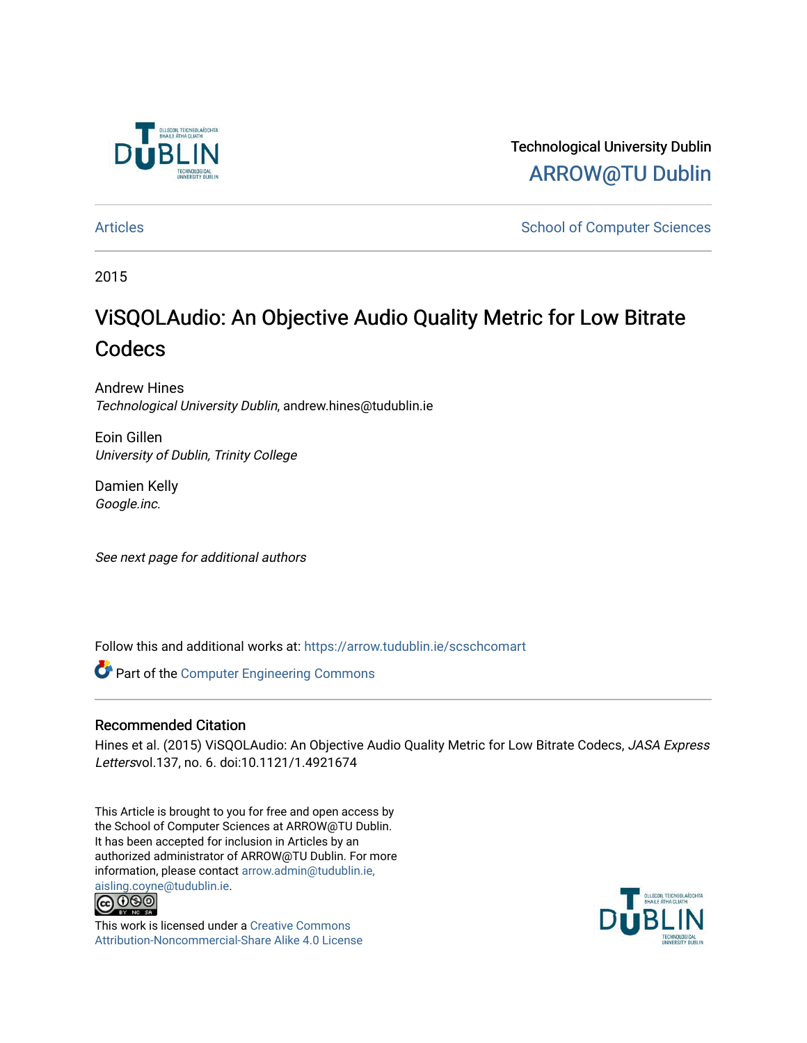Technological University Dublin

ARROW@TU Dublin

Articles

School of Computer Sciences

2015

# ViSQOLAudio: An Objective Audio Quality Metric for Low Bitrate Codecs

Andrew Hines
*Technological University Dublin*, andrew.hines@tudublin.ie

Eoin Gillen
*University of Dublin, Trinity College*

Damien Kelly
*Google.inc.*

*See next page for additional authors*

Follow this and additional works at: https://arrow.tudublin.ie/scschcomart

Part of the Computer Engineering Commons

## Recommended Citation

Hines et al. (2015) ViSQOLAudio: An Objective Audio Quality Metric for Low Bitrate Codecs, *JASA Express Letters*vol.137, no. 6. doi:10.1121/1.4921674

This Article is brought to you for free and open access by the School of Computer Sciences at ARROW@TU Dublin. It has been accepted for inclusion in Articles by an authorized administrator of ARROW@TU Dublin. For more information, please contact arrow.admin@tudublin.ie, aisling.coyne@tudublin.ie.

This work is licensed under a Creative Commons Attribution-Noncommercial-Share Alike 4.0 License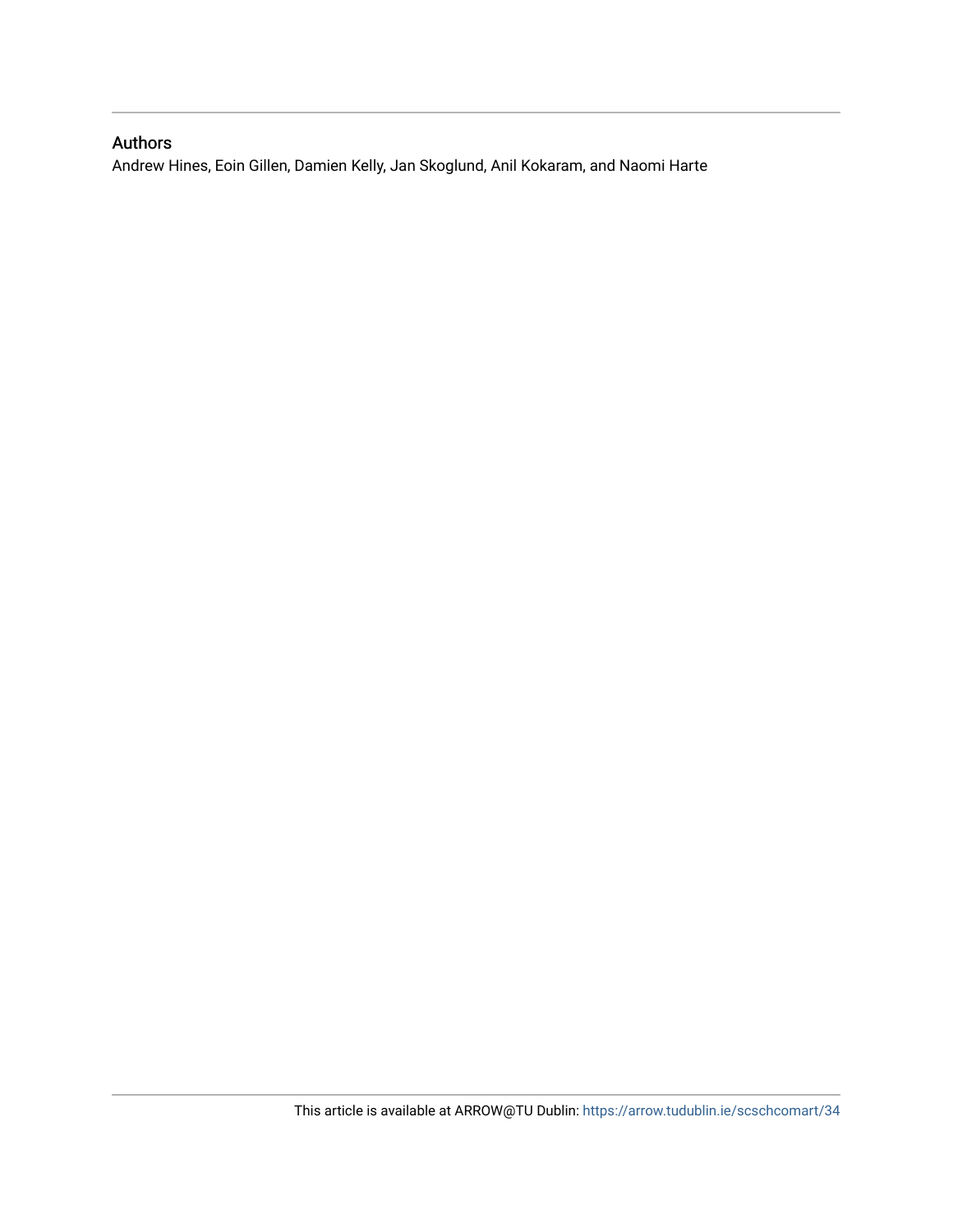## Authors

Andrew Hines, Eoin Gillen, Damien Kelly, Jan Skoglund, Anil Kokaram, and Naomi Harte

This article is available at ARROW@TU Dublin: https://arrow.tudublin.ie/scschcomart/34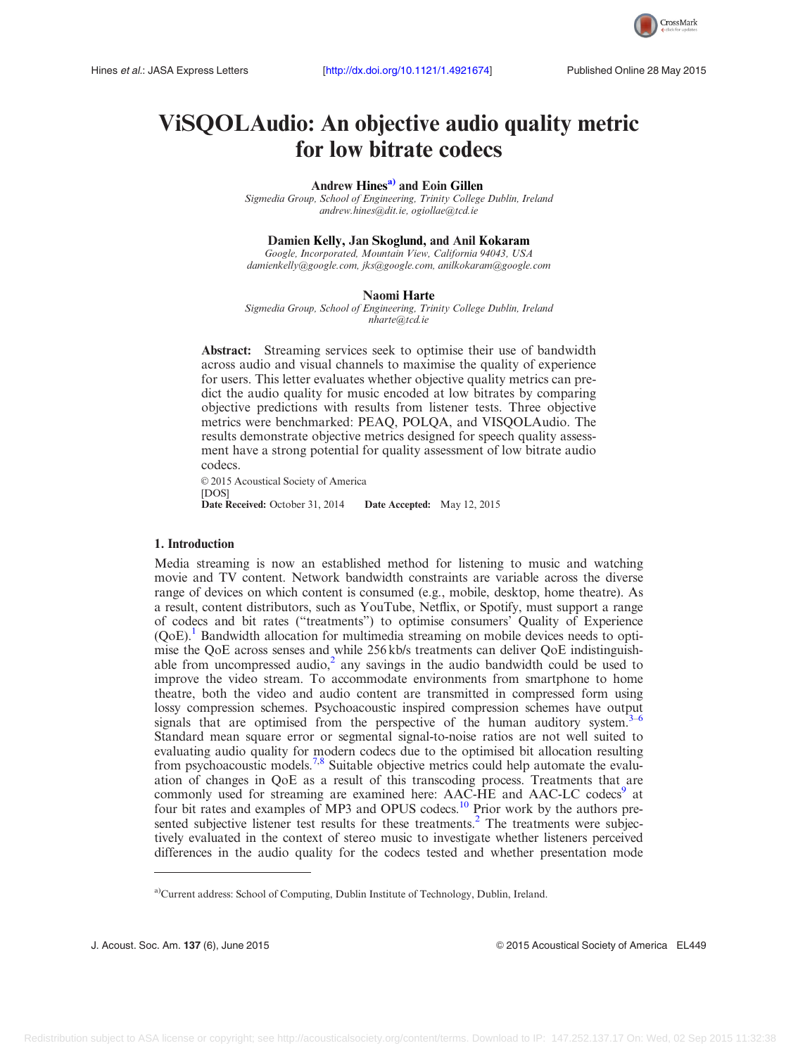# ViSQOLAudio: An objective audio quality metric for low bitrate codecs

**Andrew Hines**[a] **and Eoin Gillen**

*Sigmedia Group, School of Engineering, Trinity College Dublin, Ireland*
*andrew.hines@dit.ie, ogiollae@tcd.ie*

**Damien Kelly, Jan Skoglund, and Anil Kokaram**

*Google, Incorporated, Mountain View, California 94043, USA*
*damienkelly@google.com, jks@google.com, anilkokaram@google.com*

**Naomi Harte**

*Sigmedia Group, School of Engineering, Trinity College Dublin, Ireland*
*nharte@tcd.ie*

**Abstract:** Streaming services seek to optimise their use of bandwidth across audio and visual channels to maximise the quality of experience for users. This letter evaluates whether objective quality metrics can predict the audio quality for music encoded at low bitrates by comparing objective predictions with results from listener tests. Three objective metrics were benchmarked: PEAQ, POLQA, and VISQOLAudio. The results demonstrate objective metrics designed for speech quality assessment have a strong potential for quality assessment of low bitrate audio codecs.

© 2015 Acoustical Society of America
[DOS]
**Date Received:** October 31, 2014 **Date Accepted:** May 12, 2015

## 1. Introduction

Media streaming is now an established method for listening to music and watching movie and TV content. Network bandwidth constraints are variable across the diverse range of devices on which content is consumed (e.g., mobile, desktop, home theatre). As a result, content distributors, such as YouTube, Netflix, or Spotify, must support a range of codecs and bit rates ("treatments") to optimise consumers' Quality of Experience (QoE).[1] Bandwidth allocation for multimedia streaming on mobile devices needs to optimise the QoE across senses and while 256 kb/s treatments can deliver QoE indistinguishable from uncompressed audio,[2] any savings in the audio bandwidth could be used to improve the video stream. To accommodate environments from smartphone to home theatre, both the video and audio content are transmitted in compressed form using lossy compression schemes. Psychoacoustic inspired compression schemes have output signals that are optimised from the perspective of the human auditory system.[3–6] Standard mean square error or segmental signal-to-noise ratios are not well suited to evaluating audio quality for modern codecs due to the optimised bit allocation resulting from psychoacoustic models.[7,8] Suitable objective metrics could help automate the evaluation of changes in QoE as a result of this transcoding process. Treatments that are commonly used for streaming are examined here: AAC-HE and AAC-LC codecs[9] at four bit rates and examples of MP3 and OPUS codecs.[10] Prior work by the authors presented subjective listener test results for these treatments.[2] The treatments were subjectively evaluated in the context of stereo music to investigate whether listeners perceived differences in the audio quality for the codecs tested and whether presentation mode

[a]Current address: School of Computing, Dublin Institute of Technology, Dublin, Ireland.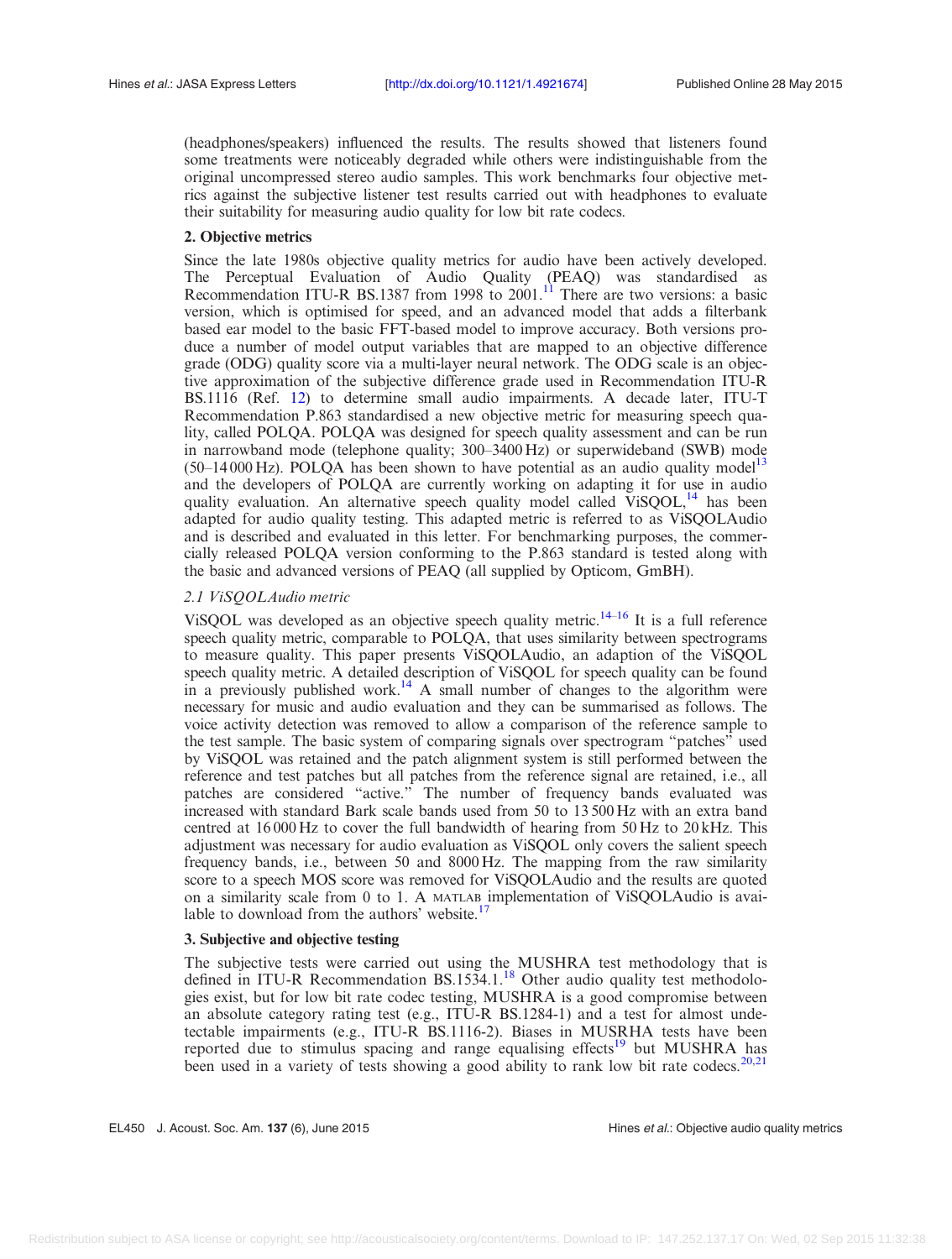(headphones/speakers) influenced the results. The results showed that listeners found some treatments were noticeably degraded while others were indistinguishable from the original uncompressed stereo audio samples. This work benchmarks four objective metrics against the subjective listener test results carried out with headphones to evaluate their suitability for measuring audio quality for low bit rate codecs.

## 2. Objective metrics

Since the late 1980s objective quality metrics for audio have been actively developed. The Perceptual Evaluation of Audio Quality (PEAQ) was standardised as Recommendation ITU-R BS.1387 from 1998 to 2001.[11] There are two versions: a basic version, which is optimised for speed, and an advanced model that adds a filterbank based ear model to the basic FFT-based model to improve accuracy. Both versions produce a number of model output variables that are mapped to an objective difference grade (ODG) quality score via a multi-layer neural network. The ODG scale is an objective approximation of the subjective difference grade used in Recommendation ITU-R BS.1116 (Ref. 12) to determine small audio impairments. A decade later, ITU-T Recommendation P.863 standardised a new objective metric for measuring speech quality, called POLQA. POLQA was designed for speech quality assessment and can be run in narrowband mode (telephone quality; 300–3400 Hz) or superwideband (SWB) mode (50–14 000 Hz). POLQA has been shown to have potential as an audio quality model[13] and the developers of POLQA are currently working on adapting it for use in audio quality evaluation. An alternative speech quality model called ViSQOL,[14] has been adapted for audio quality testing. This adapted metric is referred to as ViSQOLAudio and is described and evaluated in this letter. For benchmarking purposes, the commercially released POLQA version conforming to the P.863 standard is tested along with the basic and advanced versions of PEAQ (all supplied by Opticom, GmBH).

### *2.1 ViSQOLAudio metric*

ViSQOL was developed as an objective speech quality metric.[14–16] It is a full reference speech quality metric, comparable to POLQA, that uses similarity between spectrograms to measure quality. This paper presents ViSQOLAudio, an adaption of the ViSQOL speech quality metric. A detailed description of ViSQOL for speech quality can be found in a previously published work.[14] A small number of changes to the algorithm were necessary for music and audio evaluation and they can be summarised as follows. The voice activity detection was removed to allow a comparison of the reference sample to the test sample. The basic system of comparing signals over spectrogram "patches" used by ViSQOL was retained and the patch alignment system is still performed between the reference and test patches but all patches from the reference signal are retained, i.e., all patches are considered "active." The number of frequency bands evaluated was increased with standard Bark scale bands used from 50 to 13 500 Hz with an extra band centred at 16 000 Hz to cover the full bandwidth of hearing from 50 Hz to 20 kHz. This adjustment was necessary for audio evaluation as ViSQOL only covers the salient speech frequency bands, i.e., between 50 and 8000 Hz. The mapping from the raw similarity score to a speech MOS score was removed for ViSQOLAudio and the results are quoted on a similarity scale from 0 to 1. A MATLAB implementation of ViSQOLAudio is available to download from the authors' website.[17]

## 3. Subjective and objective testing

The subjective tests were carried out using the MUSHRA test methodology that is defined in ITU-R Recommendation BS.1534.1.[18] Other audio quality test methodologies exist, but for low bit rate codec testing, MUSHRA is a good compromise between an absolute category rating test (e.g., ITU-R BS.1284-1) and a test for almost undetectable impairments (e.g., ITU-R BS.1116-2). Biases in MUSRHA tests have been reported due to stimulus spacing and range equalising effects[19] but MUSHRA has been used in a variety of tests showing a good ability to rank low bit rate codecs.[20,21]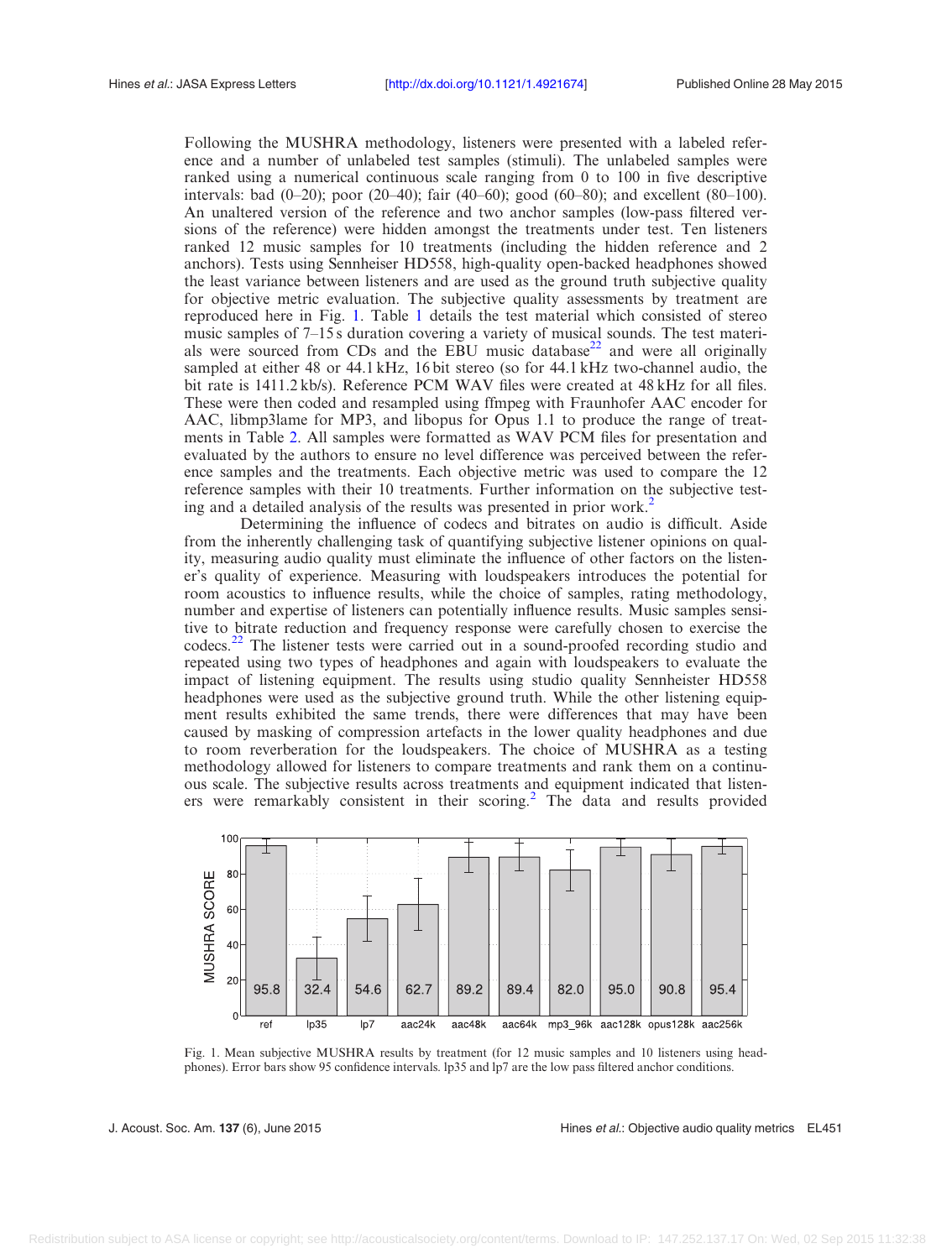Following the MUSHRA methodology, listeners were presented with a labeled reference and a number of unlabeled test samples (stimuli). The unlabeled samples were ranked using a numerical continuous scale ranging from 0 to 100 in five descriptive intervals: bad (0–20); poor (20–40); fair (40–60); good (60–80); and excellent (80–100). An unaltered version of the reference and two anchor samples (low-pass filtered versions of the reference) were hidden amongst the treatments under test. Ten listeners ranked 12 music samples for 10 treatments (including the hidden reference and 2 anchors). Tests using Sennheiser HD558, high-quality open-backed headphones showed the least variance between listeners and are used as the ground truth subjective quality for objective metric evaluation. The subjective quality assessments by treatment are reproduced here in Fig. 1. Table 1 details the test material which consisted of stereo music samples of 7–15 s duration covering a variety of musical sounds. The test materials were sourced from CDs and the EBU music database[22] and were all originally sampled at either 48 or 44.1 kHz, 16 bit stereo (so for 44.1 kHz two-channel audio, the bit rate is 1411.2 kb/s). Reference PCM WAV files were created at 48 kHz for all files. These were then coded and resampled using ffmpeg with Fraunhofer AAC encoder for AAC, libmp3lame for MP3, and libopus for Opus 1.1 to produce the range of treatments in Table 2. All samples were formatted as WAV PCM files for presentation and evaluated by the authors to ensure no level difference was perceived between the reference samples and the treatments. Each objective metric was used to compare the 12 reference samples with their 10 treatments. Further information on the subjective testing and a detailed analysis of the results was presented in prior work.[2]

Determining the influence of codecs and bitrates on audio is difficult. Aside from the inherently challenging task of quantifying subjective listener opinions on quality, measuring audio quality must eliminate the influence of other factors on the listener's quality of experience. Measuring with loudspeakers introduces the potential for room acoustics to influence results, while the choice of samples, rating methodology, number and expertise of listeners can potentially influence results. Music samples sensitive to bitrate reduction and frequency response were carefully chosen to exercise the codecs.[22] The listener tests were carried out in a sound-proofed recording studio and repeated using two types of headphones and again with loudspeakers to evaluate the impact of listening equipment. The results using studio quality Sennheister HD558 headphones were used as the subjective ground truth. While the other listening equipment results exhibited the same trends, there were differences that may have been caused by masking of compression artefacts in the lower quality headphones and due to room reverberation for the loudspeakers. The choice of MUSHRA as a testing methodology allowed for listeners to compare treatments and rank them on a continuous scale. The subjective results across treatments and equipment indicated that listeners were remarkably consistent in their scoring.[2] The data and results provided

| Treatment | ref | lp35 | lp7 | aac24k | aac48k | aac64k | mp3_96k | aac128k | opus128k | aac256k |
|---|---|---|---|---|---|---|---|---|---|---|
| MUSHRA SCORE | 95.8 | 32.4 | 54.6 | 62.7 | 89.2 | 89.4 | 82.0 | 95.0 | 90.8 | 95.4 |

Fig. 1. Mean subjective MUSHRA results by treatment (for 12 music samples and 10 listeners using headphones). Error bars show 95 confidence intervals. lp35 and lp7 are the low pass filtered anchor conditions.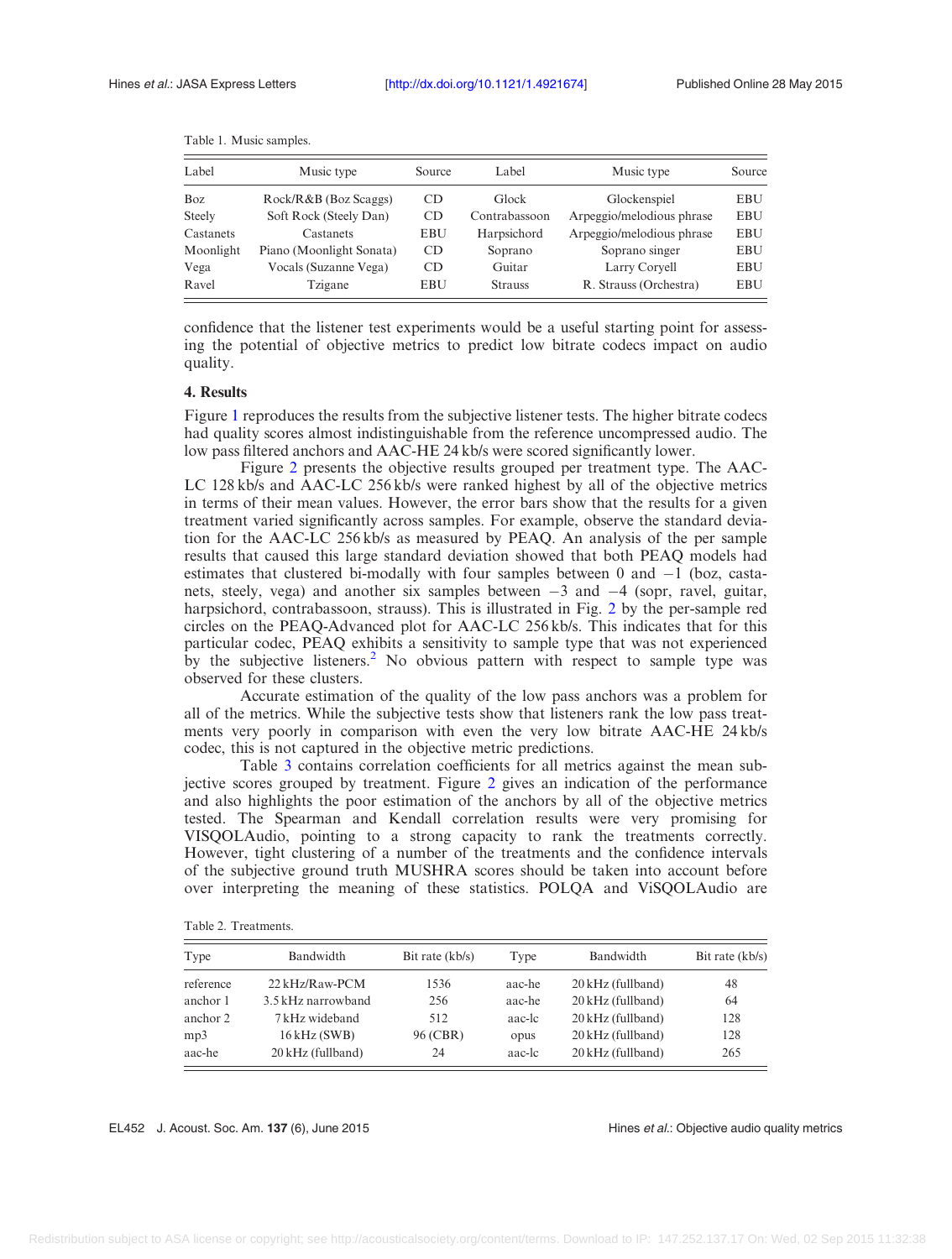Table 1. Music samples.

| Label | Music type | Source | Label | Music type | Source |
|---|---|---|---|---|---|
| Boz | Rock/R&B (Boz Scaggs) | CD | Glock | Glockenspiel | EBU |
| Steely | Soft Rock (Steely Dan) | CD | Contrabassoon | Arpeggio/melodious phrase | EBU |
| Castanets | Castanets | EBU | Harpsichord | Arpeggio/melodious phrase | EBU |
| Moonlight | Piano (Moonlight Sonata) | CD | Soprano | Soprano singer | EBU |
| Vega | Vocals (Suzanne Vega) | CD | Guitar | Larry Coryell | EBU |
| Ravel | Tzigane | EBU | Strauss | R. Strauss (Orchestra) | EBU |

confidence that the listener test experiments would be a useful starting point for assessing the potential of objective metrics to predict low bitrate codecs impact on audio quality.

## 4. Results

Figure 1 reproduces the results from the subjective listener tests. The higher bitrate codecs had quality scores almost indistinguishable from the reference uncompressed audio. The low pass filtered anchors and AAC-HE 24 kb/s were scored significantly lower.

Figure 2 presents the objective results grouped per treatment type. The AAC-LC 128 kb/s and AAC-LC 256 kb/s were ranked highest by all of the objective metrics in terms of their mean values. However, the error bars show that the results for a given treatment varied significantly across samples. For example, observe the standard deviation for the AAC-LC 256 kb/s as measured by PEAQ. An analysis of the per sample results that caused this large standard deviation showed that both PEAQ models had estimates that clustered bi-modally with four samples between 0 and −1 (boz, castanets, steely, vega) and another six samples between −3 and −4 (sopr, ravel, guitar, harpsichord, contrabassoon, strauss). This is illustrated in Fig. 2 by the per-sample red circles on the PEAQ-Advanced plot for AAC-LC 256 kb/s. This indicates that for this particular codec, PEAQ exhibits a sensitivity to sample type that was not experienced by the subjective listeners.[2] No obvious pattern with respect to sample type was observed for these clusters.

Accurate estimation of the quality of the low pass anchors was a problem for all of the metrics. While the subjective tests show that listeners rank the low pass treatments very poorly in comparison with even the very low bitrate AAC-HE 24 kb/s codec, this is not captured in the objective metric predictions.

Table 3 contains correlation coefficients for all metrics against the mean subjective scores grouped by treatment. Figure 2 gives an indication of the performance and also highlights the poor estimation of the anchors by all of the objective metrics tested. The Spearman and Kendall correlation results were very promising for VISQOLAudio, pointing to a strong capacity to rank the treatments correctly. However, tight clustering of a number of the treatments and the confidence intervals of the subjective ground truth MUSHRA scores should be taken into account before over interpreting the meaning of these statistics. POLQA and ViSQOLAudio are

Table 2. Treatments.

| Type | Bandwidth | Bit rate (kb/s) | Type | Bandwidth | Bit rate (kb/s) |
|---|---|---|---|---|---|
| reference | 22 kHz/Raw-PCM | 1536 | aac-he | 20 kHz (fullband) | 48 |
| anchor 1 | 3.5 kHz narrowband | 256 | aac-he | 20 kHz (fullband) | 64 |
| anchor 2 | 7 kHz wideband | 512 | aac-lc | 20 kHz (fullband) | 128 |
| mp3 | 16 kHz (SWB) | 96 (CBR) | opus | 20 kHz (fullband) | 128 |
| aac-he | 20 kHz (fullband) | 24 | aac-lc | 20 kHz (fullband) | 265 |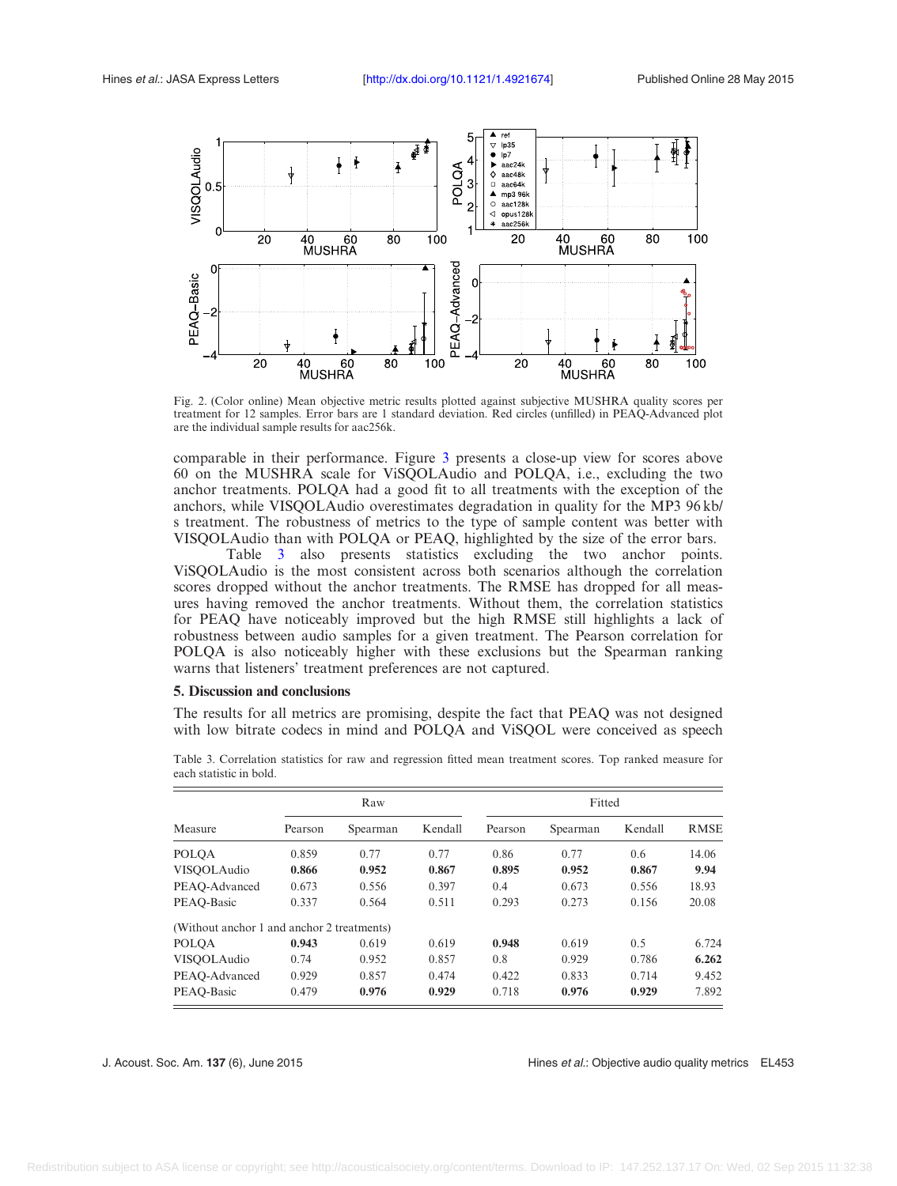Fig. 2. (Color online) Mean objective metric results plotted against subjective MUSHRA quality scores per treatment for 12 samples. Error bars are 1 standard deviation. Red circles (unfilled) in PEAQ-Advanced plot are the individual sample results for aac256k.

comparable in their performance. Figure 3 presents a close-up view for scores above 60 on the MUSHRA scale for ViSQOLAudio and POLQA, i.e., excluding the two anchor treatments. POLQA had a good fit to all treatments with the exception of the anchors, while VISQOLAudio overestimates degradation in quality for the MP3 96 kb/s treatment. The robustness of metrics to the type of sample content was better with VISQOLAudio than with POLQA or PEAQ, highlighted by the size of the error bars.

Table 3 also presents statistics excluding the two anchor points. ViSQOLAudio is the most consistent across both scenarios although the correlation scores dropped without the anchor treatments. The RMSE has dropped for all measures having removed the anchor treatments. Without them, the correlation statistics for PEAQ have noticeably improved but the high RMSE still highlights a lack of robustness between audio samples for a given treatment. The Pearson correlation for POLQA is also noticeably higher with these exclusions but the Spearman ranking warns that listeners' treatment preferences are not captured.

## 5. Discussion and conclusions

The results for all metrics are promising, despite the fact that PEAQ was not designed with low bitrate codecs in mind and POLQA and ViSQOL were conceived as speech

Table 3. Correlation statistics for raw and regression fitted mean treatment scores. Top ranked measure for each statistic in bold.

| | Raw | | | Fitted | | | |
|---|---|---|---|---|---|---|---|
| Measure | Pearson | Spearman | Kendall | Pearson | Spearman | Kendall | RMSE |
| POLQA | 0.859 | 0.77 | 0.77 | 0.86 | 0.77 | 0.6 | 14.06 |
| VISQOLAudio | **0.866** | **0.952** | **0.867** | **0.895** | **0.952** | **0.867** | **9.94** |
| PEAQ-Advanced | 0.673 | 0.556 | 0.397 | 0.4 | 0.673 | 0.556 | 18.93 |
| PEAQ-Basic | 0.337 | 0.564 | 0.511 | 0.293 | 0.273 | 0.156 | 20.08 |
| (Without anchor 1 and anchor 2 treatments) | | | | | | | |
| POLQA | **0.943** | 0.619 | 0.619 | **0.948** | 0.619 | 0.5 | 6.724 |
| VISQOLAudio | 0.74 | 0.952 | 0.857 | 0.8 | 0.929 | 0.786 | **6.262** |
| PEAQ-Advanced | 0.929 | 0.857 | 0.474 | 0.422 | 0.833 | 0.714 | 9.452 |
| PEAQ-Basic | 0.479 | **0.976** | **0.929** | 0.718 | **0.976** | **0.929** | 7.892 |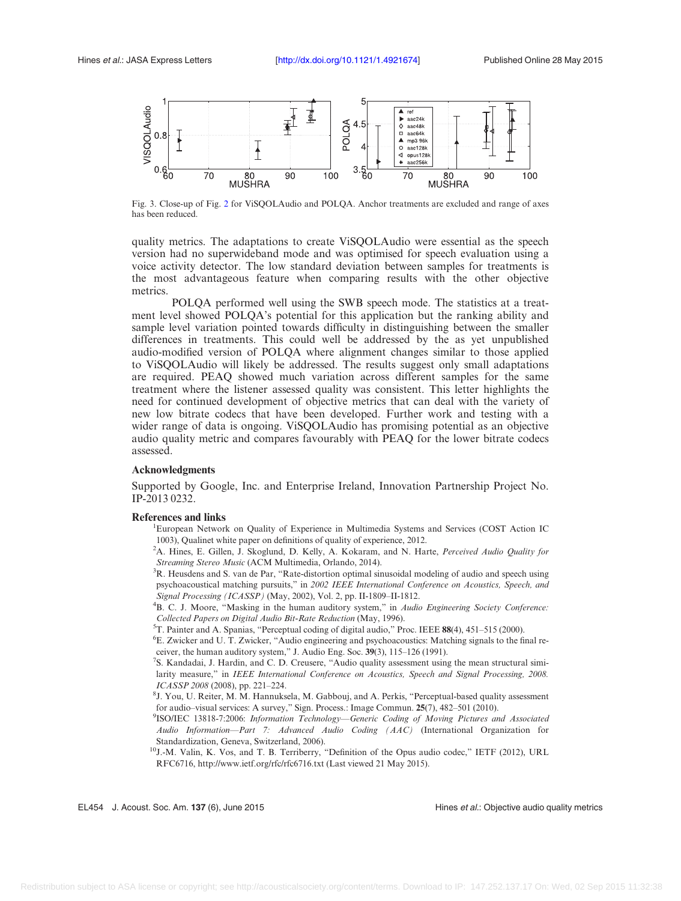Fig. 3. Close-up of Fig. 2 for ViSQOLAudio and POLQA. Anchor treatments are excluded and range of axes has been reduced.

quality metrics. The adaptations to create ViSQOLAudio were essential as the speech version had no superwideband mode and was optimised for speech evaluation using a voice activity detector. The low standard deviation between samples for treatments is the most advantageous feature when comparing results with the other objective metrics.

POLQA performed well using the SWB speech mode. The statistics at a treatment level showed POLQA's potential for this application but the ranking ability and sample level variation pointed towards difficulty in distinguishing between the smaller differences in treatments. This could well be addressed by the as yet unpublished audio-modified version of POLQA where alignment changes similar to those applied to ViSQOLAudio will likely be addressed. The results suggest only small adaptations are required. PEAQ showed much variation across different samples for the same treatment where the listener assessed quality was consistent. This letter highlights the need for continued development of objective metrics that can deal with the variety of new low bitrate codecs that have been developed. Further work and testing with a wider range of data is ongoing. ViSQOLAudio has promising potential as an objective audio quality metric and compares favourably with PEAQ for the lower bitrate codecs assessed.

### Acknowledgments

Supported by Google, Inc. and Enterprise Ireland, Innovation Partnership Project No. IP-2013 0232.

### References and links

[1] European Network on Quality of Experience in Multimedia Systems and Services (COST Action IC 1003), Qualinet white paper on definitions of quality of experience, 2012.

[2] A. Hines, E. Gillen, J. Skoglund, D. Kelly, A. Kokaram, and N. Harte, *Perceived Audio Quality for Streaming Stereo Music* (ACM Multimedia, Orlando, 2014).

[3] R. Heusdens and S. van de Par, "Rate-distortion optimal sinusoidal modeling of audio and speech using psychoacoustical matching pursuits," in *2002 IEEE International Conference on Acoustics, Speech, and Signal Processing (ICASSP)* (May, 2002), Vol. 2, pp. II-1809–II-1812.

[4] B. C. J. Moore, "Masking in the human auditory system," in *Audio Engineering Society Conference: Collected Papers on Digital Audio Bit-Rate Reduction* (May, 1996).

[5] T. Painter and A. Spanias, "Perceptual coding of digital audio," Proc. IEEE **88**(4), 451–515 (2000).

[6] E. Zwicker and U. T. Zwicker, "Audio engineering and psychoacoustics: Matching signals to the final receiver, the human auditory system," J. Audio Eng. Soc. **39**(3), 115–126 (1991).

[7] S. Kandadai, J. Hardin, and C. D. Creusere, "Audio quality assessment using the mean structural similarity measure," in *IEEE International Conference on Acoustics, Speech and Signal Processing, 2008. ICASSP 2008* (2008), pp. 221–224.

[8] J. You, U. Reiter, M. M. Hannuksela, M. Gabbouj, and A. Perkis, "Perceptual-based quality assessment for audio–visual services: A survey," Sign. Process.: Image Commun. **25**(7), 482–501 (2010).

[9] ISO/IEC 13818-7:2006: *Information Technology—Generic Coding of Moving Pictures and Associated Audio Information—Part 7: Advanced Audio Coding (AAC)* (International Organization for Standardization, Geneva, Switzerland, 2006).

[10] J.-M. Valin, K. Vos, and T. B. Terriberry, "Definition of the Opus audio codec," IETF (2012), URL RFC6716, http://www.ietf.org/rfc/rfc6716.txt (Last viewed 21 May 2015).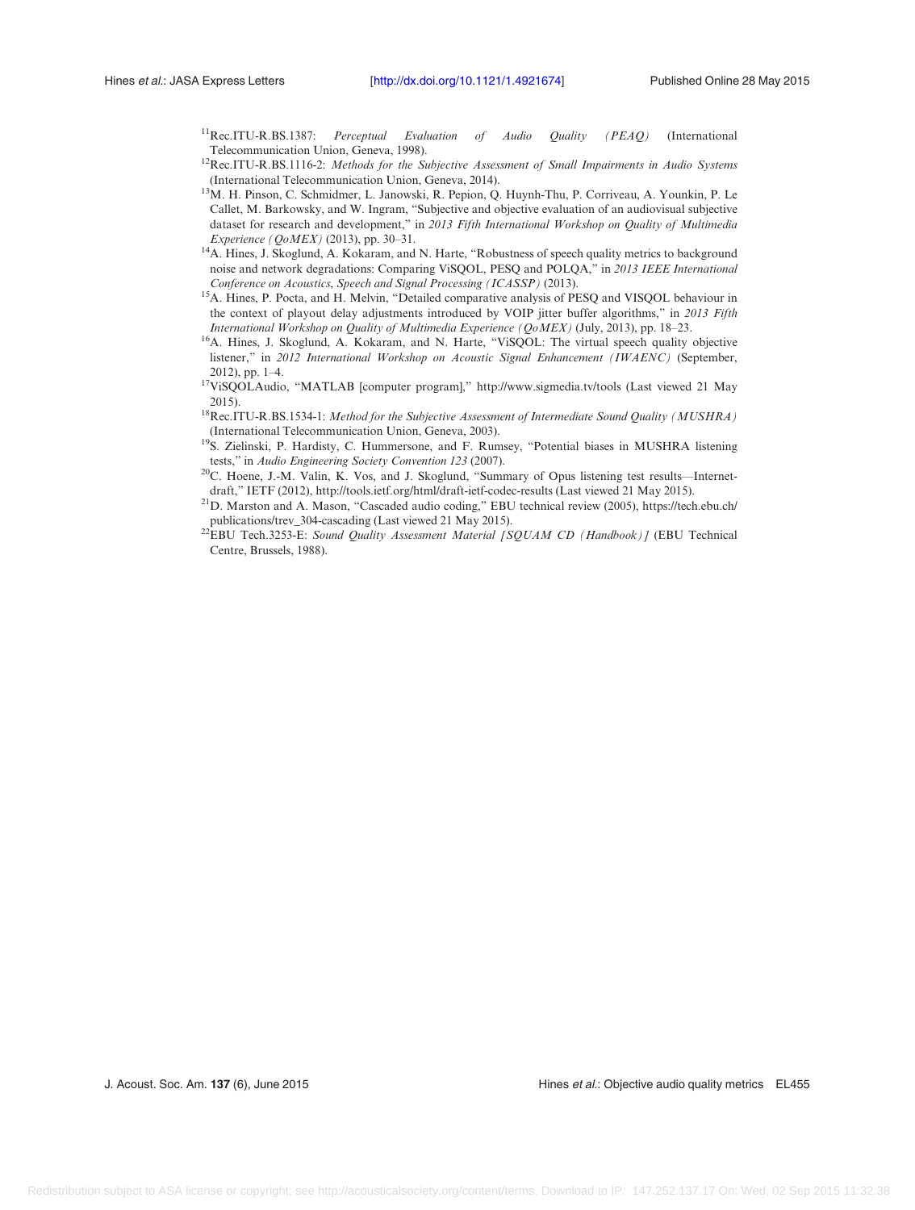[11]Rec.ITU-R.BS.1387: *Perceptual Evaluation of Audio Quality (PEAQ)* (International Telecommunication Union, Geneva, 1998).

[12]Rec.ITU-R.BS.1116-2: *Methods for the Subjective Assessment of Small Impairments in Audio Systems* (International Telecommunication Union, Geneva, 2014).

[13]M. H. Pinson, C. Schmidmer, L. Janowski, R. Pepion, Q. Huynh-Thu, P. Corriveau, A. Younkin, P. Le Callet, M. Barkowsky, and W. Ingram, "Subjective and objective evaluation of an audiovisual subjective dataset for research and development," in *2013 Fifth International Workshop on Quality of Multimedia Experience (QoMEX)* (2013), pp. 30–31.

[14]A. Hines, J. Skoglund, A. Kokaram, and N. Harte, "Robustness of speech quality metrics to background noise and network degradations: Comparing ViSQOL, PESQ and POLQA," in *2013 IEEE International Conference on Acoustics, Speech and Signal Processing (ICASSP)* (2013).

[15]A. Hines, P. Pocta, and H. Melvin, "Detailed comparative analysis of PESQ and VISQOL behaviour in the context of playout delay adjustments introduced by VOIP jitter buffer algorithms," in *2013 Fifth International Workshop on Quality of Multimedia Experience (QoMEX)* (July, 2013), pp. 18–23.

[16]A. Hines, J. Skoglund, A. Kokaram, and N. Harte, "ViSQOL: The virtual speech quality objective listener," in *2012 International Workshop on Acoustic Signal Enhancement (IWAENC)* (September, 2012), pp. 1–4.

[17]ViSQOLAudio, "MATLAB [computer program]," http://www.sigmedia.tv/tools (Last viewed 21 May 2015).

[18]Rec.ITU-R.BS.1534-1: *Method for the Subjective Assessment of Intermediate Sound Quality (MUSHRA)* (International Telecommunication Union, Geneva, 2003).

[19]S. Zielinski, P. Hardisty, C. Hummersone, and F. Rumsey, "Potential biases in MUSHRA listening tests," in *Audio Engineering Society Convention 123* (2007).

[20]C. Hoene, J.-M. Valin, K. Vos, and J. Skoglund, "Summary of Opus listening test results—Internet-draft," IETF (2012), http://tools.ietf.org/html/draft-ietf-codec-results (Last viewed 21 May 2015).

[21]D. Marston and A. Mason, "Cascaded audio coding," EBU technical review (2005), https://tech.ebu.ch/publications/trev_304-cascading (Last viewed 21 May 2015).

[22]EBU Tech.3253-E: *Sound Quality Assessment Material [SQUAM CD (Handbook)]* (EBU Technical Centre, Brussels, 1988).